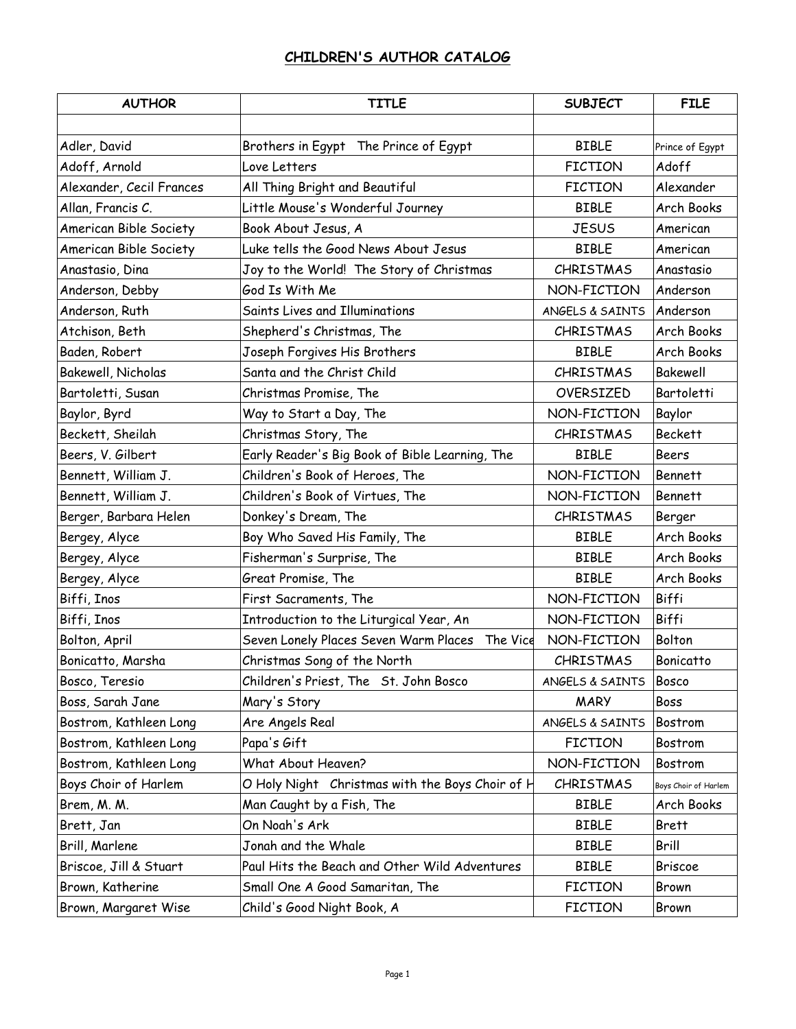# CHILDREN'S AUTHOR CATALOG

| AUTHOR | TITLE | SUBJECT | FILE |
|---|---|---|---|
| | | | |
| Adler, David | Brothers in Egypt The Prince of Egypt | BIBLE | Prince of Egypt |
| Adoff, Arnold | Love Letters | FICTION | Adoff |
| Alexander, Cecil Frances | All Thing Bright and Beautiful | FICTION | Alexander |
| Allan, Francis C. | Little Mouse's Wonderful Journey | BIBLE | Arch Books |
| American Bible Society | Book About Jesus, A | JESUS | American |
| American Bible Society | Luke tells the Good News About Jesus | BIBLE | American |
| Anastasio, Dina | Joy to the World! The Story of Christmas | CHRISTMAS | Anastasio |
| Anderson, Debby | God Is With Me | NON-FICTION | Anderson |
| Anderson, Ruth | Saints Lives and Illuminations | ANGELS & SAINTS | Anderson |
| Atchison, Beth | Shepherd's Christmas, The | CHRISTMAS | Arch Books |
| Baden, Robert | Joseph Forgives His Brothers | BIBLE | Arch Books |
| Bakewell, Nicholas | Santa and the Christ Child | CHRISTMAS | Bakewell |
| Bartoletti, Susan | Christmas Promise, The | OVERSIZED | Bartoletti |
| Baylor, Byrd | Way to Start a Day, The | NON-FICTION | Baylor |
| Beckett, Sheilah | Christmas Story, The | CHRISTMAS | Beckett |
| Beers, V. Gilbert | Early Reader's Big Book of Bible Learning, The | BIBLE | Beers |
| Bennett, William J. | Children's Book of Heroes, The | NON-FICTION | Bennett |
| Bennett, William J. | Children's Book of Virtues, The | NON-FICTION | Bennett |
| Berger, Barbara Helen | Donkey's Dream, The | CHRISTMAS | Berger |
| Bergey, Alyce | Boy Who Saved His Family, The | BIBLE | Arch Books |
| Bergey, Alyce | Fisherman's Surprise, The | BIBLE | Arch Books |
| Bergey, Alyce | Great Promise, The | BIBLE | Arch Books |
| Biffi, Inos | First Sacraments, The | NON-FICTION | Biffi |
| Biffi, Inos | Introduction to the Liturgical Year, An | NON-FICTION | Biffi |
| Bolton, April | Seven Lonely Places Seven Warm Places The Vice | NON-FICTION | Bolton |
| Bonicatto, Marsha | Christmas Song of the North | CHRISTMAS | Bonicatto |
| Bosco, Teresio | Children's Priest, The St. John Bosco | ANGELS & SAINTS | Bosco |
| Boss, Sarah Jane | Mary's Story | MARY | Boss |
| Bostrom, Kathleen Long | Are Angels Real | ANGELS & SAINTS | Bostrom |
| Bostrom, Kathleen Long | Papa's Gift | FICTION | Bostrom |
| Bostrom, Kathleen Long | What About Heaven? | NON-FICTION | Bostrom |
| Boys Choir of Harlem | O Holy Night Christmas with the Boys Choir of H | CHRISTMAS | Boys Choir of Harlem |
| Brem, M. M. | Man Caught by a Fish, The | BIBLE | Arch Books |
| Brett, Jan | On Noah's Ark | BIBLE | Brett |
| Brill, Marlene | Jonah and the Whale | BIBLE | Brill |
| Briscoe, Jill & Stuart | Paul Hits the Beach and Other Wild Adventures | BIBLE | Briscoe |
| Brown, Katherine | Small One A Good Samaritan, The | FICTION | Brown |
| Brown, Margaret Wise | Child's Good Night Book, A | FICTION | Brown |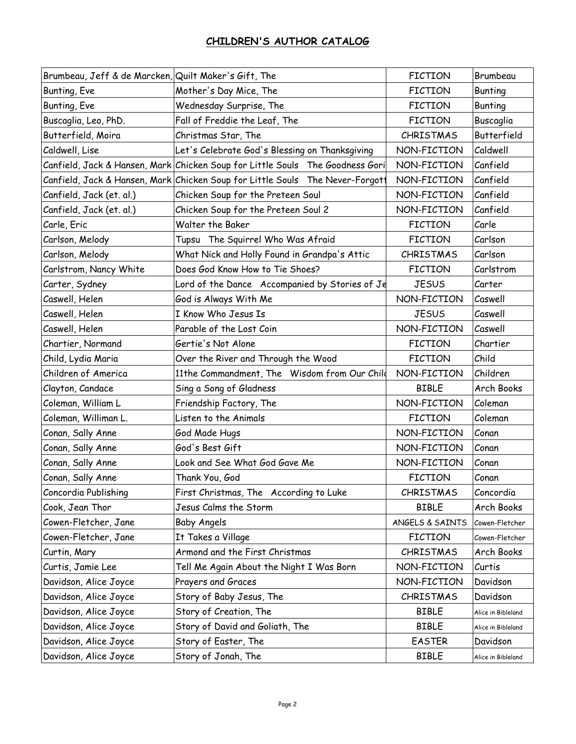## CHILDREN'S AUTHOR CATALOG

| Brumbeau, Jeff & de Marcken, | Quilt Maker's Gift, The | FICTION | Brumbeau |
|---|---|---|---|
| Bunting, Eve | Mother's Day Mice, The | FICTION | Bunting |
| Bunting, Eve | Wednesday Surprise, The | FICTION | Bunting |
| Buscaglia, Leo, PhD. | Fall of Freddie the Leaf, The | FICTION | Buscaglia |
| Butterfield, Moira | Christmas Star, The | CHRISTMAS | Butterfield |
| Caldwell, Lise | Let's Celebrate God's Blessing on Thanksgiving | NON-FICTION | Caldwell |
| Canfield, Jack & Hansen, Mark | Chicken Soup for Little Souls The Goodness Gori | NON-FICTION | Canfield |
| Canfield, Jack & Hansen, Mark | Chicken Soup for Little Souls The Never-Forgott | NON-FICTION | Canfield |
| Canfield, Jack (et. al.) | Chicken Soup for the Preteen Soul | NON-FICTION | Canfield |
| Canfield, Jack (et. al.) | Chicken Soup for the Preteen Soul 2 | NON-FICTION | Canfield |
| Carle, Eric | Walter the Baker | FICTION | Carle |
| Carlson, Melody | Tupsu The Squirrel Who Was Afraid | FICTION | Carlson |
| Carlson, Melody | What Nick and Holly Found in Grandpa's Attic | CHRISTMAS | Carlson |
| Carlstrom, Nancy White | Does God Know How to Tie Shoes? | FICTION | Carlstrom |
| Carter, Sydney | Lord of the Dance Accompanied by Stories of Je | JESUS | Carter |
| Caswell, Helen | God is Always With Me | NON-FICTION | Caswell |
| Caswell, Helen | I Know Who Jesus Is | JESUS | Caswell |
| Caswell, Helen | Parable of the Lost Coin | NON-FICTION | Caswell |
| Chartier, Normand | Gertie's Not Alone | FICTION | Chartier |
| Child, Lydia Maria | Over the River and Through the Wood | FICTION | Child |
| Children of America | 11the Commandment, The Wisdom from Our Child | NON-FICTION | Children |
| Clayton, Candace | Sing a Song of Gladness | BIBLE | Arch Books |
| Coleman, William L | Friendship Factory, The | NON-FICTION | Coleman |
| Coleman, Williman L. | Listen to the Animals | FICTION | Coleman |
| Conan, Sally Anne | God Made Hugs | NON-FICTION | Conan |
| Conan, Sally Anne | God's Best Gift | NON-FICTION | Conan |
| Conan, Sally Anne | Look and See What God Gave Me | NON-FICTION | Conan |
| Conan, Sally Anne | Thank You, God | FICTION | Conan |
| Concordia Publishing | First Christmas, The According to Luke | CHRISTMAS | Concordia |
| Cook, Jean Thor | Jesus Calms the Storm | BIBLE | Arch Books |
| Cowen-Fletcher, Jane | Baby Angels | ANGELS & SAINTS | Cowen-Fletcher |
| Cowen-Fletcher, Jane | It Takes a Village | FICTION | Cowen-Fletcher |
| Curtin, Mary | Armond and the First Christmas | CHRISTMAS | Arch Books |
| Curtis, Jamie Lee | Tell Me Again About the Night I Was Born | NON-FICTION | Curtis |
| Davidson, Alice Joyce | Prayers and Graces | NON-FICTION | Davidson |
| Davidson, Alice Joyce | Story of Baby Jesus, The | CHRISTMAS | Davidson |
| Davidson, Alice Joyce | Story of Creation, The | BIBLE | Alice in Bibleland |
| Davidson, Alice Joyce | Story of David and Goliath, The | BIBLE | Alice in Bibleland |
| Davidson, Alice Joyce | Story of Easter, The | EASTER | Davidson |
| Davidson, Alice Joyce | Story of Jonah, The | BIBLE | Alice in Bibleland |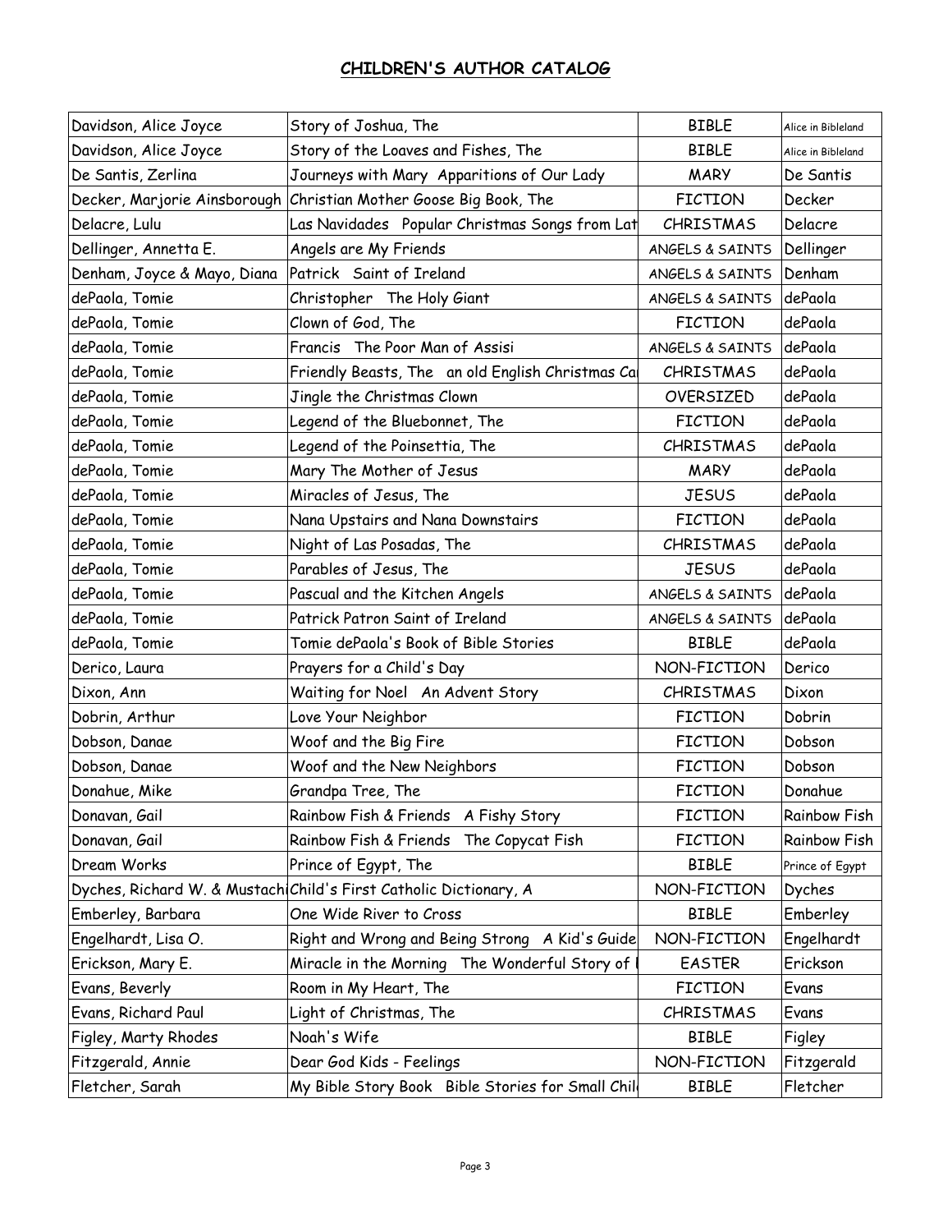## CHILDREN'S AUTHOR CATALOG

| | | | |
|---|---|---|---|
| Davidson, Alice Joyce | Story of Joshua, The | BIBLE | Alice in Bibleland |
| Davidson, Alice Joyce | Story of the Loaves and Fishes, The | BIBLE | Alice in Bibleland |
| De Santis, Zerlina | Journeys with Mary Apparitions of Our Lady | MARY | De Santis |
| Decker, Marjorie Ainsborough | Christian Mother Goose Big Book, The | FICTION | Decker |
| Delacre, Lulu | Las Navidades Popular Christmas Songs from Lat | CHRISTMAS | Delacre |
| Dellinger, Annetta E. | Angels are My Friends | ANGELS & SAINTS | Dellinger |
| Denham, Joyce & Mayo, Diana | Patrick Saint of Ireland | ANGELS & SAINTS | Denham |
| dePaola, Tomie | Christopher The Holy Giant | ANGELS & SAINTS | dePaola |
| dePaola, Tomie | Clown of God, The | FICTION | dePaola |
| dePaola, Tomie | Francis The Poor Man of Assisi | ANGELS & SAINTS | dePaola |
| dePaola, Tomie | Friendly Beasts, The an old English Christmas Ca | CHRISTMAS | dePaola |
| dePaola, Tomie | Jingle the Christmas Clown | OVERSIZED | dePaola |
| dePaola, Tomie | Legend of the Bluebonnet, The | FICTION | dePaola |
| dePaola, Tomie | Legend of the Poinsettia, The | CHRISTMAS | dePaola |
| dePaola, Tomie | Mary The Mother of Jesus | MARY | dePaola |
| dePaola, Tomie | Miracles of Jesus, The | JESUS | dePaola |
| dePaola, Tomie | Nana Upstairs and Nana Downstairs | FICTION | dePaola |
| dePaola, Tomie | Night of Las Posadas, The | CHRISTMAS | dePaola |
| dePaola, Tomie | Parables of Jesus, The | JESUS | dePaola |
| dePaola, Tomie | Pascual and the Kitchen Angels | ANGELS & SAINTS | dePaola |
| dePaola, Tomie | Patrick Patron Saint of Ireland | ANGELS & SAINTS | dePaola |
| dePaola, Tomie | Tomie dePaola's Book of Bible Stories | BIBLE | dePaola |
| Derico, Laura | Prayers for a Child's Day | NON-FICTION | Derico |
| Dixon, Ann | Waiting for Noel An Advent Story | CHRISTMAS | Dixon |
| Dobrin, Arthur | Love Your Neighbor | FICTION | Dobrin |
| Dobson, Danae | Woof and the Big Fire | FICTION | Dobson |
| Dobson, Danae | Woof and the New Neighbors | FICTION | Dobson |
| Donahue, Mike | Grandpa Tree, The | FICTION | Donahue |
| Donavan, Gail | Rainbow Fish & Friends A Fishy Story | FICTION | Rainbow Fish |
| Donavan, Gail | Rainbow Fish & Friends The Copycat Fish | FICTION | Rainbow Fish |
| Dream Works | Prince of Egypt, The | BIBLE | Prince of Egypt |
| Dyches, Richard W. & Mustachi | Child's First Catholic Dictionary, A | NON-FICTION | Dyches |
| Emberley, Barbara | One Wide River to Cross | BIBLE | Emberley |
| Engelhardt, Lisa O. | Right and Wrong and Being Strong A Kid's Guide | NON-FICTION | Engelhardt |
| Erickson, Mary E. | Miracle in the Morning The Wonderful Story of | EASTER | Erickson |
| Evans, Beverly | Room in My Heart, The | FICTION | Evans |
| Evans, Richard Paul | Light of Christmas, The | CHRISTMAS | Evans |
| Figley, Marty Rhodes | Noah's Wife | BIBLE | Figley |
| Fitzgerald, Annie | Dear God Kids - Feelings | NON-FICTION | Fitzgerald |
| Fletcher, Sarah | My Bible Story Book Bible Stories for Small Chil | BIBLE | Fletcher |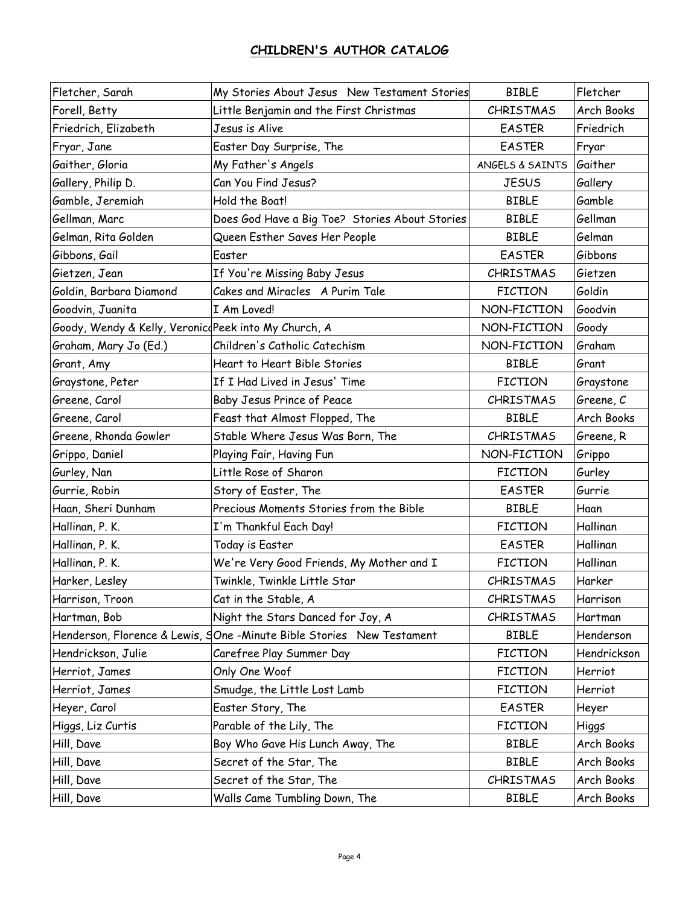## CHILDREN'S AUTHOR CATALOG

| | | | |
|---|---|---|---|
| Fletcher, Sarah | My Stories About Jesus New Testament Stories | BIBLE | Fletcher |
| Forell, Betty | Little Benjamin and the First Christmas | CHRISTMAS | Arch Books |
| Friedrich, Elizabeth | Jesus is Alive | EASTER | Friedrich |
| Fryar, Jane | Easter Day Surprise, The | EASTER | Fryar |
| Gaither, Gloria | My Father's Angels | ANGELS & SAINTS | Gaither |
| Gallery, Philip D. | Can You Find Jesus? | JESUS | Gallery |
| Gamble, Jeremiah | Hold the Boat! | BIBLE | Gamble |
| Gellman, Marc | Does God Have a Big Toe? Stories About Stories | BIBLE | Gellman |
| Gelman, Rita Golden | Queen Esther Saves Her People | BIBLE | Gelman |
| Gibbons, Gail | Easter | EASTER | Gibbons |
| Gietzen, Jean | If You're Missing Baby Jesus | CHRISTMAS | Gietzen |
| Goldin, Barbara Diamond | Cakes and Miracles A Purim Tale | FICTION | Goldin |
| Goodvin, Juanita | I Am Loved! | NON-FICTION | Goodvin |
| Goody, Wendy & Kelly, Veronica | Peek into My Church, A | NON-FICTION | Goody |
| Graham, Mary Jo (Ed.) | Children's Catholic Catechism | NON-FICTION | Graham |
| Grant, Amy | Heart to Heart Bible Stories | BIBLE | Grant |
| Graystone, Peter | If I Had Lived in Jesus' Time | FICTION | Graystone |
| Greene, Carol | Baby Jesus Prince of Peace | CHRISTMAS | Greene, C |
| Greene, Carol | Feast that Almost Flopped, The | BIBLE | Arch Books |
| Greene, Rhonda Gowler | Stable Where Jesus Was Born, The | CHRISTMAS | Greene, R |
| Grippo, Daniel | Playing Fair, Having Fun | NON-FICTION | Grippo |
| Gurley, Nan | Little Rose of Sharon | FICTION | Gurley |
| Gurrie, Robin | Story of Easter, The | EASTER | Gurrie |
| Haan, Sheri Dunham | Precious Moments Stories from the Bible | BIBLE | Haan |
| Hallinan, P. K. | I'm Thankful Each Day! | FICTION | Hallinan |
| Hallinan, P. K. | Today is Easter | EASTER | Hallinan |
| Hallinan, P. K. | We're Very Good Friends, My Mother and I | FICTION | Hallinan |
| Harker, Lesley | Twinkle, Twinkle Little Star | CHRISTMAS | Harker |
| Harrison, Troon | Cat in the Stable, A | CHRISTMAS | Harrison |
| Hartman, Bob | Night the Stars Danced for Joy, A | CHRISTMAS | Hartman |
| Henderson, Florence & Lewis, S | One -Minute Bible Stories New Testament | BIBLE | Henderson |
| Hendrickson, Julie | Carefree Play Summer Day | FICTION | Hendrickson |
| Herriot, James | Only One Woof | FICTION | Herriot |
| Herriot, James | Smudge, the Little Lost Lamb | FICTION | Herriot |
| Heyer, Carol | Easter Story, The | EASTER | Heyer |
| Higgs, Liz Curtis | Parable of the Lily, The | FICTION | Higgs |
| Hill, Dave | Boy Who Gave His Lunch Away, The | BIBLE | Arch Books |
| Hill, Dave | Secret of the Star, The | BIBLE | Arch Books |
| Hill, Dave | Secret of the Star, The | CHRISTMAS | Arch Books |
| Hill, Dave | Walls Came Tumbling Down, The | BIBLE | Arch Books |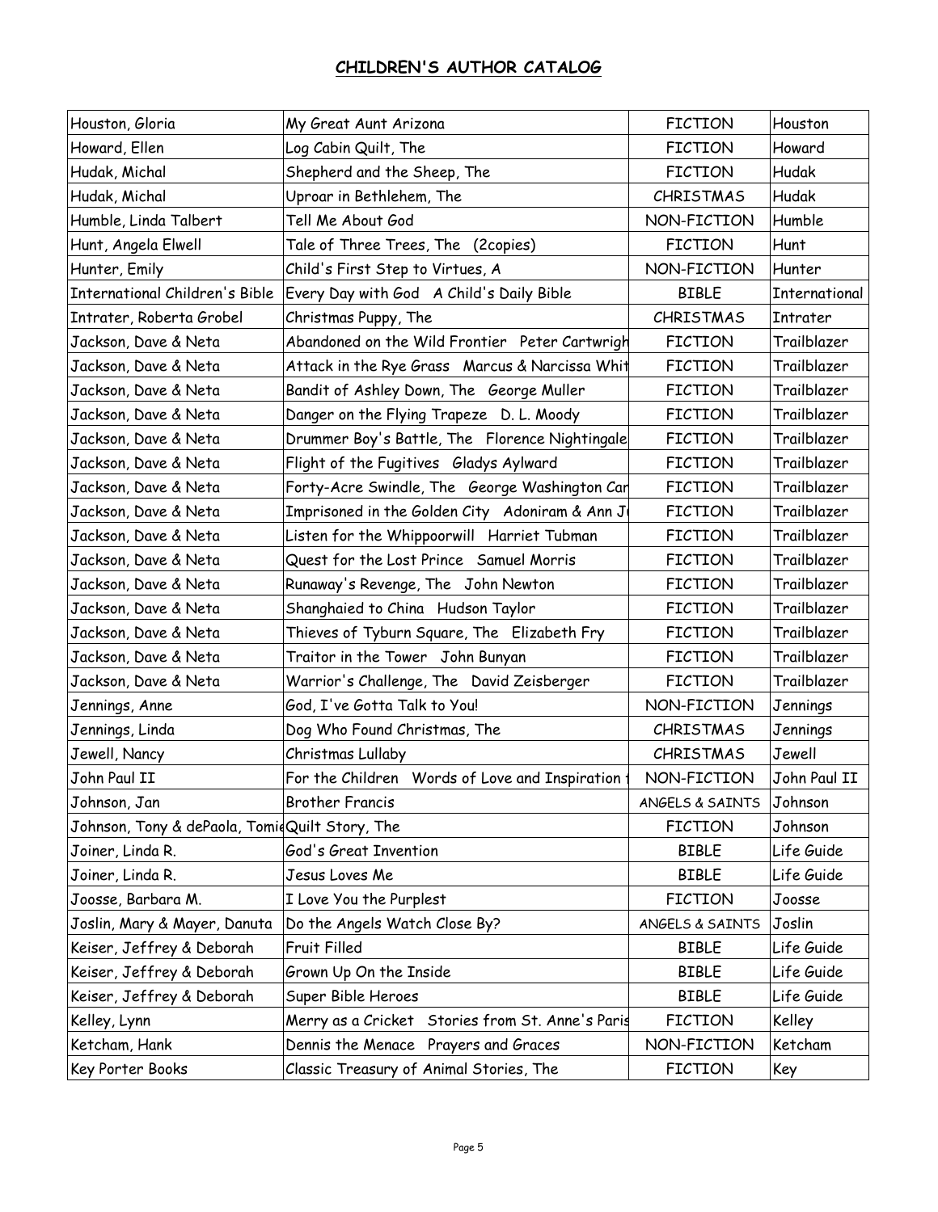## CHILDREN'S AUTHOR CATALOG

| | | | |
|---|---|---|---|
| Houston, Gloria | My Great Aunt Arizona | FICTION | Houston |
| Howard, Ellen | Log Cabin Quilt, The | FICTION | Howard |
| Hudak, Michal | Shepherd and the Sheep, The | FICTION | Hudak |
| Hudak, Michal | Uproar in Bethlehem, The | CHRISTMAS | Hudak |
| Humble, Linda Talbert | Tell Me About God | NON-FICTION | Humble |
| Hunt, Angela Elwell | Tale of Three Trees, The (2copies) | FICTION | Hunt |
| Hunter, Emily | Child's First Step to Virtues, A | NON-FICTION | Hunter |
| International Children's Bible | Every Day with God A Child's Daily Bible | BIBLE | International |
| Intrater, Roberta Grobel | Christmas Puppy, The | CHRISTMAS | Intrater |
| Jackson, Dave & Neta | Abandoned on the Wild Frontier Peter Cartwrigh | FICTION | Trailblazer |
| Jackson, Dave & Neta | Attack in the Rye Grass Marcus & Narcissa Whit | FICTION | Trailblazer |
| Jackson, Dave & Neta | Bandit of Ashley Down, The George Muller | FICTION | Trailblazer |
| Jackson, Dave & Neta | Danger on the Flying Trapeze D. L. Moody | FICTION | Trailblazer |
| Jackson, Dave & Neta | Drummer Boy's Battle, The Florence Nightingale | FICTION | Trailblazer |
| Jackson, Dave & Neta | Flight of the Fugitives Gladys Aylward | FICTION | Trailblazer |
| Jackson, Dave & Neta | Forty-Acre Swindle, The George Washington Car | FICTION | Trailblazer |
| Jackson, Dave & Neta | Imprisoned in the Golden City Adoniram & Ann J | FICTION | Trailblazer |
| Jackson, Dave & Neta | Listen for the Whippoorwill Harriet Tubman | FICTION | Trailblazer |
| Jackson, Dave & Neta | Quest for the Lost Prince Samuel Morris | FICTION | Trailblazer |
| Jackson, Dave & Neta | Runaway's Revenge, The John Newton | FICTION | Trailblazer |
| Jackson, Dave & Neta | Shanghaied to China Hudson Taylor | FICTION | Trailblazer |
| Jackson, Dave & Neta | Thieves of Tyburn Square, The Elizabeth Fry | FICTION | Trailblazer |
| Jackson, Dave & Neta | Traitor in the Tower John Bunyan | FICTION | Trailblazer |
| Jackson, Dave & Neta | Warrior's Challenge, The David Zeisberger | FICTION | Trailblazer |
| Jennings, Anne | God, I've Gotta Talk to You! | NON-FICTION | Jennings |
| Jennings, Linda | Dog Who Found Christmas, The | CHRISTMAS | Jennings |
| Jewell, Nancy | Christmas Lullaby | CHRISTMAS | Jewell |
| John Paul II | For the Children Words of Love and Inspiration | NON-FICTION | John Paul II |
| Johnson, Jan | Brother Francis | ANGELS & SAINTS | Johnson |
| Johnson, Tony & dePaola, Tomi | Quilt Story, The | FICTION | Johnson |
| Joiner, Linda R. | God's Great Invention | BIBLE | Life Guide |
| Joiner, Linda R. | Jesus Loves Me | BIBLE | Life Guide |
| Joosse, Barbara M. | I Love You the Purplest | FICTION | Joosse |
| Joslin, Mary & Mayer, Danuta | Do the Angels Watch Close By? | ANGELS & SAINTS | Joslin |
| Keiser, Jeffrey & Deborah | Fruit Filled | BIBLE | Life Guide |
| Keiser, Jeffrey & Deborah | Grown Up On the Inside | BIBLE | Life Guide |
| Keiser, Jeffrey & Deborah | Super Bible Heroes | BIBLE | Life Guide |
| Kelley, Lynn | Merry as a Cricket Stories from St. Anne's Paris | FICTION | Kelley |
| Ketcham, Hank | Dennis the Menace Prayers and Graces | NON-FICTION | Ketcham |
| Key Porter Books | Classic Treasury of Animal Stories, The | FICTION | Key |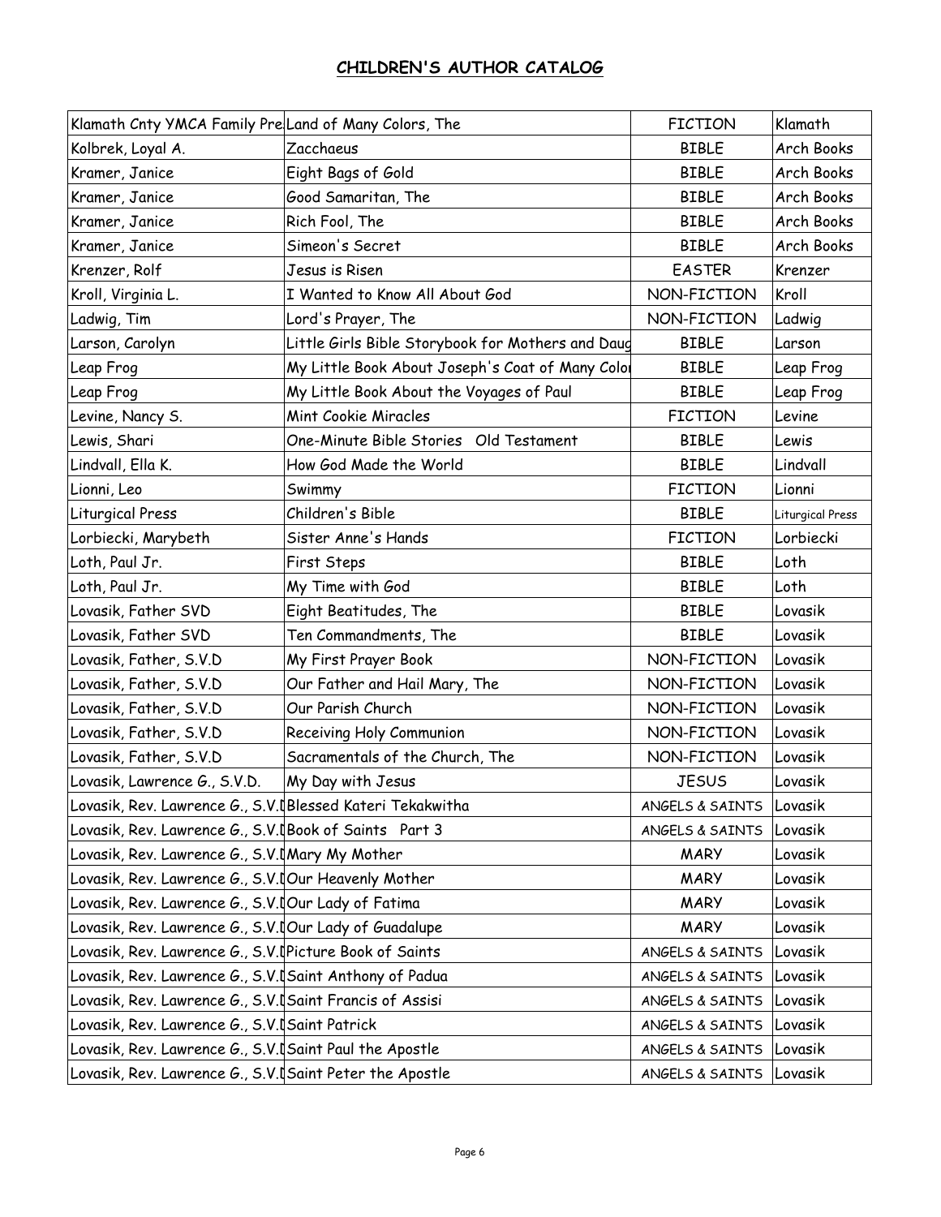## CHILDREN'S AUTHOR CATALOG

| | | | |
|---|---|---|---|
| Klamath Cnty YMCA Family Pre | Land of Many Colors, The | FICTION | Klamath |
| Kolbrek, Loyal A. | Zacchaeus | BIBLE | Arch Books |
| Kramer, Janice | Eight Bags of Gold | BIBLE | Arch Books |
| Kramer, Janice | Good Samaritan, The | BIBLE | Arch Books |
| Kramer, Janice | Rich Fool, The | BIBLE | Arch Books |
| Kramer, Janice | Simeon's Secret | BIBLE | Arch Books |
| Krenzer, Rolf | Jesus is Risen | EASTER | Krenzer |
| Kroll, Virginia L. | I Wanted to Know All About God | NON-FICTION | Kroll |
| Ladwig, Tim | Lord's Prayer, The | NON-FICTION | Ladwig |
| Larson, Carolyn | Little Girls Bible Storybook for Mothers and Daug | BIBLE | Larson |
| Leap Frog | My Little Book About Joseph's Coat of Many Colo | BIBLE | Leap Frog |
| Leap Frog | My Little Book About the Voyages of Paul | BIBLE | Leap Frog |
| Levine, Nancy S. | Mint Cookie Miracles | FICTION | Levine |
| Lewis, Shari | One-Minute Bible Stories Old Testament | BIBLE | Lewis |
| Lindvall, Ella K. | How God Made the World | BIBLE | Lindvall |
| Lionni, Leo | Swimmy | FICTION | Lionni |
| Liturgical Press | Children's Bible | BIBLE | Liturgical Press |
| Lorbiecki, Marybeth | Sister Anne's Hands | FICTION | Lorbiecki |
| Loth, Paul Jr. | First Steps | BIBLE | Loth |
| Loth, Paul Jr. | My Time with God | BIBLE | Loth |
| Lovasik, Father SVD | Eight Beatitudes, The | BIBLE | Lovasik |
| Lovasik, Father SVD | Ten Commandments, The | BIBLE | Lovasik |
| Lovasik, Father, S.V.D | My First Prayer Book | NON-FICTION | Lovasik |
| Lovasik, Father, S.V.D | Our Father and Hail Mary, The | NON-FICTION | Lovasik |
| Lovasik, Father, S.V.D | Our Parish Church | NON-FICTION | Lovasik |
| Lovasik, Father, S.V.D | Receiving Holy Communion | NON-FICTION | Lovasik |
| Lovasik, Father, S.V.D | Sacramentals of the Church, The | NON-FICTION | Lovasik |
| Lovasik, Lawrence G., S.V.D. | My Day with Jesus | JESUS | Lovasik |
| Lovasik, Rev. Lawrence G., S.V.D | Blessed Kateri Tekakwitha | ANGELS & SAINTS | Lovasik |
| Lovasik, Rev. Lawrence G., S.V.D | Book of Saints Part 3 | ANGELS & SAINTS | Lovasik |
| Lovasik, Rev. Lawrence G., S.V.D | Mary My Mother | MARY | Lovasik |
| Lovasik, Rev. Lawrence G., S.V.D | Our Heavenly Mother | MARY | Lovasik |
| Lovasik, Rev. Lawrence G., S.V.D | Our Lady of Fatima | MARY | Lovasik |
| Lovasik, Rev. Lawrence G., S.V.D | Our Lady of Guadalupe | MARY | Lovasik |
| Lovasik, Rev. Lawrence G., S.V.D | Picture Book of Saints | ANGELS & SAINTS | Lovasik |
| Lovasik, Rev. Lawrence G., S.V.D | Saint Anthony of Padua | ANGELS & SAINTS | Lovasik |
| Lovasik, Rev. Lawrence G., S.V.D | Saint Francis of Assisi | ANGELS & SAINTS | Lovasik |
| Lovasik, Rev. Lawrence G., S.V.D | Saint Patrick | ANGELS & SAINTS | Lovasik |
| Lovasik, Rev. Lawrence G., S.V.D | Saint Paul the Apostle | ANGELS & SAINTS | Lovasik |
| Lovasik, Rev. Lawrence G., S.V.D | Saint Peter the Apostle | ANGELS & SAINTS | Lovasik |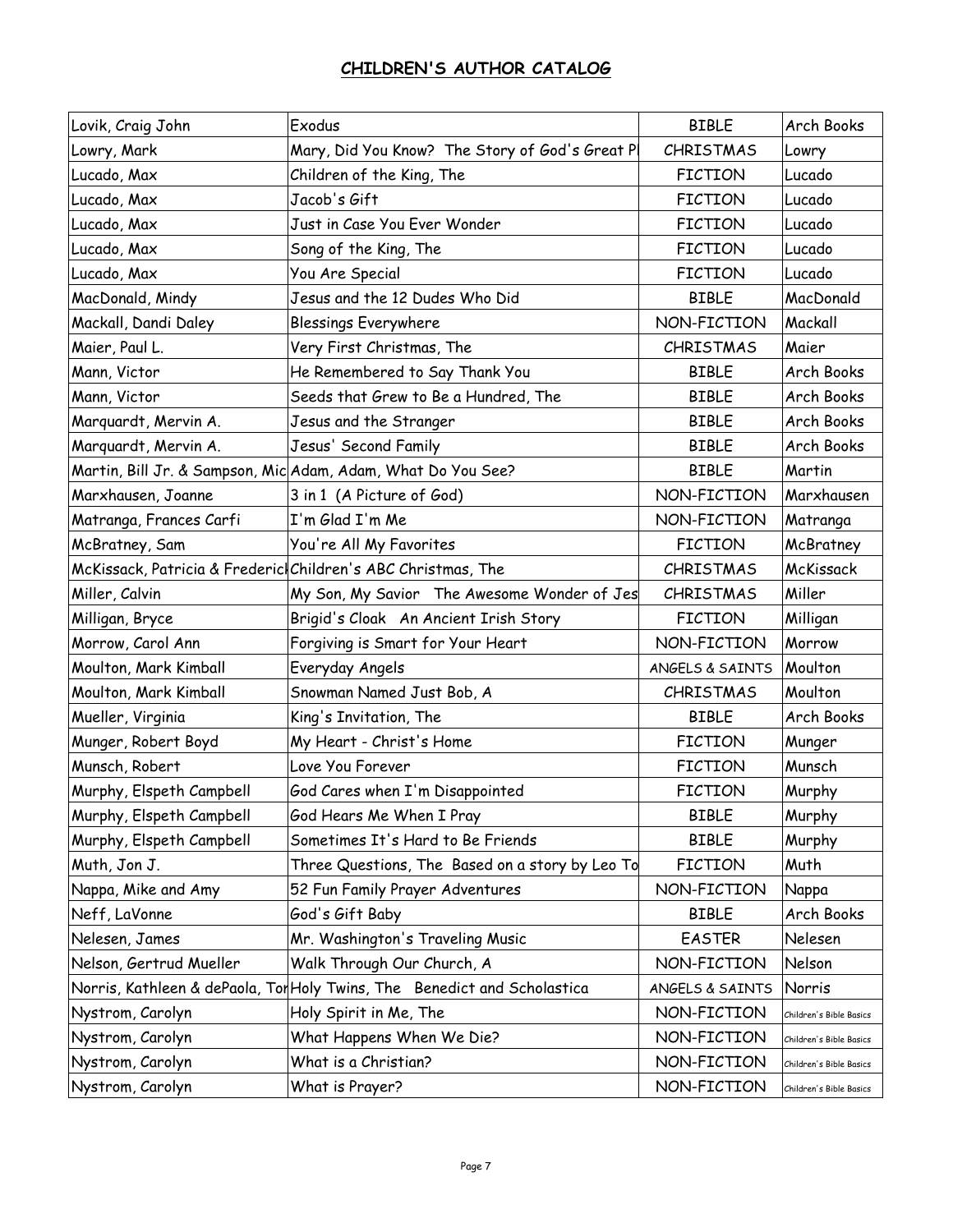## CHILDREN'S AUTHOR CATALOG

| | | | |
|---|---|---|---|
| Lovik, Craig John | Exodus | BIBLE | Arch Books |
| Lowry, Mark | Mary, Did You Know? The Story of God's Great Pl | CHRISTMAS | Lowry |
| Lucado, Max | Children of the King, The | FICTION | Lucado |
| Lucado, Max | Jacob's Gift | FICTION | Lucado |
| Lucado, Max | Just in Case You Ever Wonder | FICTION | Lucado |
| Lucado, Max | Song of the King, The | FICTION | Lucado |
| Lucado, Max | You Are Special | FICTION | Lucado |
| MacDonald, Mindy | Jesus and the 12 Dudes Who Did | BIBLE | MacDonald |
| Mackall, Dandi Daley | Blessings Everywhere | NON-FICTION | Mackall |
| Maier, Paul L. | Very First Christmas, The | CHRISTMAS | Maier |
| Mann, Victor | He Remembered to Say Thank You | BIBLE | Arch Books |
| Mann, Victor | Seeds that Grew to Be a Hundred, The | BIBLE | Arch Books |
| Marquardt, Mervin A. | Jesus and the Stranger | BIBLE | Arch Books |
| Marquardt, Mervin A. | Jesus' Second Family | BIBLE | Arch Books |
| Martin, Bill Jr. & Sampson, Mic | Adam, Adam, What Do You See? | BIBLE | Martin |
| Marxhausen, Joanne | 3 in 1 (A Picture of God) | NON-FICTION | Marxhausen |
| Matranga, Frances Carfi | I'm Glad I'm Me | NON-FICTION | Matranga |
| McBratney, Sam | You're All My Favorites | FICTION | McBratney |
| McKissack, Patricia & Frederic | Children's ABC Christmas, The | CHRISTMAS | McKissack |
| Miller, Calvin | My Son, My Savior The Awesome Wonder of Jes | CHRISTMAS | Miller |
| Milligan, Bryce | Brigid's Cloak An Ancient Irish Story | FICTION | Milligan |
| Morrow, Carol Ann | Forgiving is Smart for Your Heart | NON-FICTION | Morrow |
| Moulton, Mark Kimball | Everyday Angels | ANGELS & SAINTS | Moulton |
| Moulton, Mark Kimball | Snowman Named Just Bob, A | CHRISTMAS | Moulton |
| Mueller, Virginia | King's Invitation, The | BIBLE | Arch Books |
| Munger, Robert Boyd | My Heart - Christ's Home | FICTION | Munger |
| Munsch, Robert | Love You Forever | FICTION | Munsch |
| Murphy, Elspeth Campbell | God Cares when I'm Disappointed | FICTION | Murphy |
| Murphy, Elspeth Campbell | God Hears Me When I Pray | BIBLE | Murphy |
| Murphy, Elspeth Campbell | Sometimes It's Hard to Be Friends | BIBLE | Murphy |
| Muth, Jon J. | Three Questions, The Based on a story by Leo To | FICTION | Muth |
| Nappa, Mike and Amy | 52 Fun Family Prayer Adventures | NON-FICTION | Nappa |
| Neff, LaVonne | God's Gift Baby | BIBLE | Arch Books |
| Nelesen, James | Mr. Washington's Traveling Music | EASTER | Nelesen |
| Nelson, Gertrud Mueller | Walk Through Our Church, A | NON-FICTION | Nelson |
| Norris, Kathleen & dePaola, Tor | Holy Twins, The Benedict and Scholastica | ANGELS & SAINTS | Norris |
| Nystrom, Carolyn | Holy Spirit in Me, The | NON-FICTION | Children's Bible Basics |
| Nystrom, Carolyn | What Happens When We Die? | NON-FICTION | Children's Bible Basics |
| Nystrom, Carolyn | What is a Christian? | NON-FICTION | Children's Bible Basics |
| Nystrom, Carolyn | What is Prayer? | NON-FICTION | Children's Bible Basics |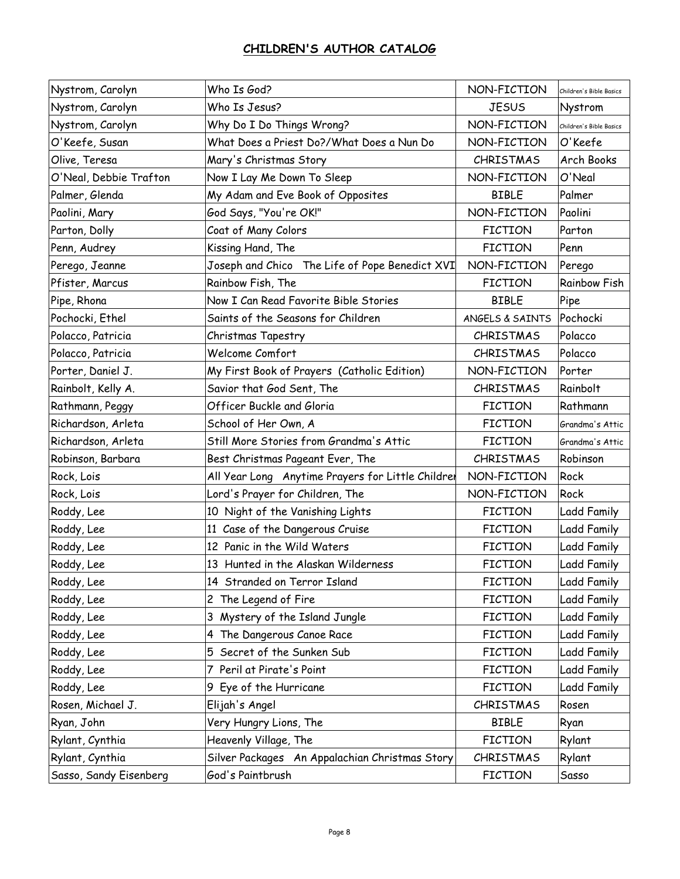**CHILDREN'S AUTHOR CATALOG**

| Nystrom, Carolyn | Who Is God? | NON-FICTION | Children's Bible Basics |
|---|---|---|---|
| Nystrom, Carolyn | Who Is Jesus? | JESUS | Nystrom |
| Nystrom, Carolyn | Why Do I Do Things Wrong? | NON-FICTION | Children's Bible Basics |
| O'Keefe, Susan | What Does a Priest Do?/What Does a Nun Do | NON-FICTION | O'Keefe |
| Olive, Teresa | Mary's Christmas Story | CHRISTMAS | Arch Books |
| O'Neal, Debbie Trafton | Now I Lay Me Down To Sleep | NON-FICTION | O'Neal |
| Palmer, Glenda | My Adam and Eve Book of Opposites | BIBLE | Palmer |
| Paolini, Mary | God Says, "You're OK!" | NON-FICTION | Paolini |
| Parton, Dolly | Coat of Many Colors | FICTION | Parton |
| Penn, Audrey | Kissing Hand, The | FICTION | Penn |
| Perego, Jeanne | Joseph and Chico The Life of Pope Benedict XVI | NON-FICTION | Perego |
| Pfister, Marcus | Rainbow Fish, The | FICTION | Rainbow Fish |
| Pipe, Rhona | Now I Can Read Favorite Bible Stories | BIBLE | Pipe |
| Pochocki, Ethel | Saints of the Seasons for Children | ANGELS & SAINTS | Pochocki |
| Polacco, Patricia | Christmas Tapestry | CHRISTMAS | Polacco |
| Polacco, Patricia | Welcome Comfort | CHRISTMAS | Polacco |
| Porter, Daniel J. | My First Book of Prayers (Catholic Edition) | NON-FICTION | Porter |
| Rainbolt, Kelly A. | Savior that God Sent, The | CHRISTMAS | Rainbolt |
| Rathmann, Peggy | Officer Buckle and Gloria | FICTION | Rathmann |
| Richardson, Arleta | School of Her Own, A | FICTION | Grandma's Attic |
| Richardson, Arleta | Still More Stories from Grandma's Attic | FICTION | Grandma's Attic |
| Robinson, Barbara | Best Christmas Pageant Ever, The | CHRISTMAS | Robinson |
| Rock, Lois | All Year Long Anytime Prayers for Little Children | NON-FICTION | Rock |
| Rock, Lois | Lord's Prayer for Children, The | NON-FICTION | Rock |
| Roddy, Lee | 10 Night of the Vanishing Lights | FICTION | Ladd Family |
| Roddy, Lee | 11 Case of the Dangerous Cruise | FICTION | Ladd Family |
| Roddy, Lee | 12 Panic in the Wild Waters | FICTION | Ladd Family |
| Roddy, Lee | 13 Hunted in the Alaskan Wilderness | FICTION | Ladd Family |
| Roddy, Lee | 14 Stranded on Terror Island | FICTION | Ladd Family |
| Roddy, Lee | 2 The Legend of Fire | FICTION | Ladd Family |
| Roddy, Lee | 3 Mystery of the Island Jungle | FICTION | Ladd Family |
| Roddy, Lee | 4 The Dangerous Canoe Race | FICTION | Ladd Family |
| Roddy, Lee | 5 Secret of the Sunken Sub | FICTION | Ladd Family |
| Roddy, Lee | 7 Peril at Pirate's Point | FICTION | Ladd Family |
| Roddy, Lee | 9 Eye of the Hurricane | FICTION | Ladd Family |
| Rosen, Michael J. | Elijah's Angel | CHRISTMAS | Rosen |
| Ryan, John | Very Hungry Lions, The | BIBLE | Ryan |
| Rylant, Cynthia | Heavenly Village, The | FICTION | Rylant |
| Rylant, Cynthia | Silver Packages An Appalachian Christmas Story | CHRISTMAS | Rylant |
| Sasso, Sandy Eisenberg | God's Paintbrush | FICTION | Sasso |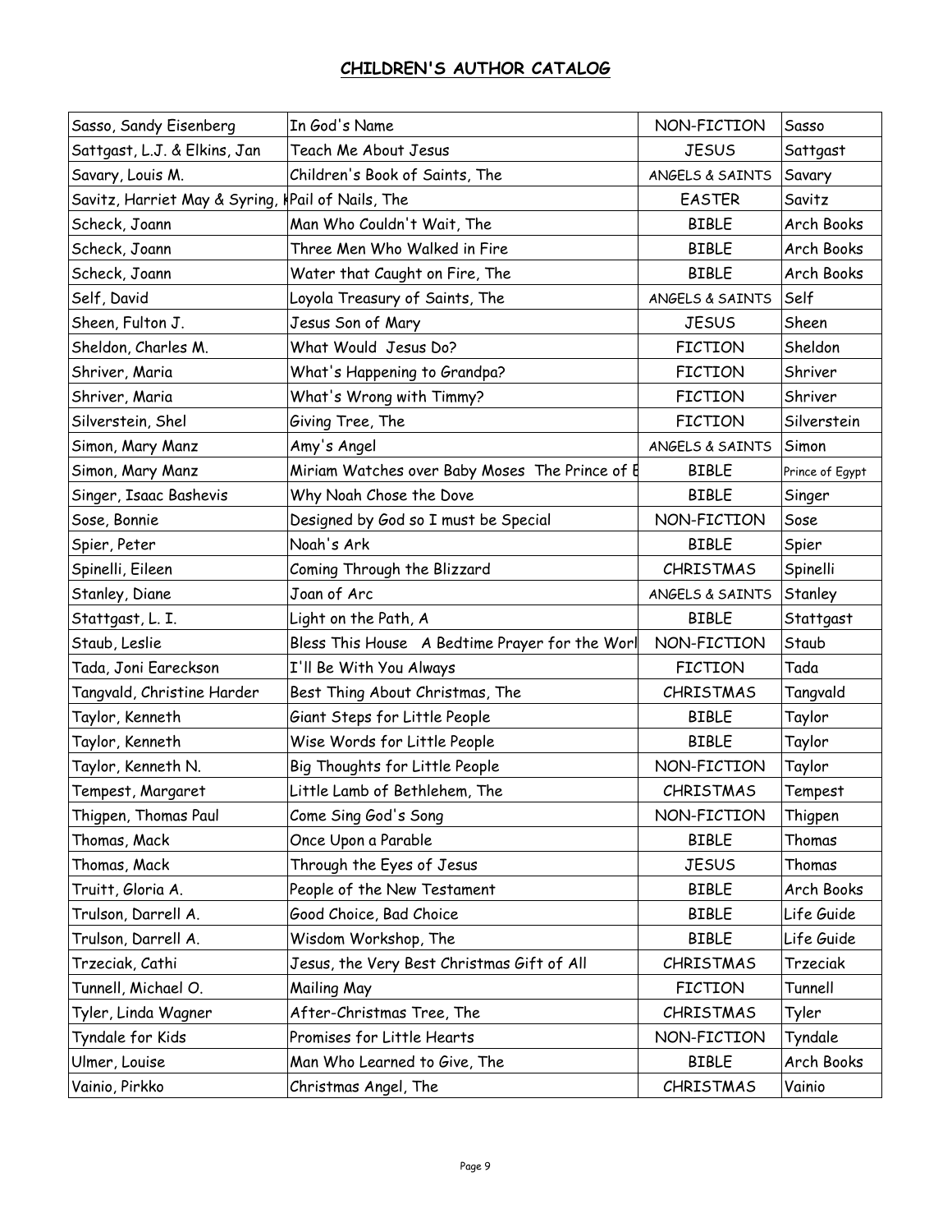# CHILDREN'S AUTHOR CATALOG

| | | | |
|---|---|---|---|
| Sasso, Sandy Eisenberg | In God's Name | NON-FICTION | Sasso |
| Sattgast, L.J. & Elkins, Jan | Teach Me About Jesus | JESUS | Sattgast |
| Savary, Louis M. | Children's Book of Saints, The | ANGELS & SAINTS | Savary |
| Savitz, Harriet May & Syring, K | Pail of Nails, The | EASTER | Savitz |
| Scheck, Joann | Man Who Couldn't Wait, The | BIBLE | Arch Books |
| Scheck, Joann | Three Men Who Walked in Fire | BIBLE | Arch Books |
| Scheck, Joann | Water that Caught on Fire, The | BIBLE | Arch Books |
| Self, David | Loyola Treasury of Saints, The | ANGELS & SAINTS | Self |
| Sheen, Fulton J. | Jesus Son of Mary | JESUS | Sheen |
| Sheldon, Charles M. | What Would Jesus Do? | FICTION | Sheldon |
| Shriver, Maria | What's Happening to Grandpa? | FICTION | Shriver |
| Shriver, Maria | What's Wrong with Timmy? | FICTION | Shriver |
| Silverstein, Shel | Giving Tree, The | FICTION | Silverstein |
| Simon, Mary Manz | Amy's Angel | ANGELS & SAINTS | Simon |
| Simon, Mary Manz | Miriam Watches over Baby Moses The Prince of E | BIBLE | Prince of Egypt |
| Singer, Isaac Bashevis | Why Noah Chose the Dove | BIBLE | Singer |
| Sose, Bonnie | Designed by God so I must be Special | NON-FICTION | Sose |
| Spier, Peter | Noah's Ark | BIBLE | Spier |
| Spinelli, Eileen | Coming Through the Blizzard | CHRISTMAS | Spinelli |
| Stanley, Diane | Joan of Arc | ANGELS & SAINTS | Stanley |
| Stattgast, L. I. | Light on the Path, A | BIBLE | Stattgast |
| Staub, Leslie | Bless This House A Bedtime Prayer for the Worl | NON-FICTION | Staub |
| Tada, Joni Eareckson | I'll Be With You Always | FICTION | Tada |
| Tangvald, Christine Harder | Best Thing About Christmas, The | CHRISTMAS | Tangvald |
| Taylor, Kenneth | Giant Steps for Little People | BIBLE | Taylor |
| Taylor, Kenneth | Wise Words for Little People | BIBLE | Taylor |
| Taylor, Kenneth N. | Big Thoughts for Little People | NON-FICTION | Taylor |
| Tempest, Margaret | Little Lamb of Bethlehem, The | CHRISTMAS | Tempest |
| Thigpen, Thomas Paul | Come Sing God's Song | NON-FICTION | Thigpen |
| Thomas, Mack | Once Upon a Parable | BIBLE | Thomas |
| Thomas, Mack | Through the Eyes of Jesus | JESUS | Thomas |
| Truitt, Gloria A. | People of the New Testament | BIBLE | Arch Books |
| Trulson, Darrell A. | Good Choice, Bad Choice | BIBLE | Life Guide |
| Trulson, Darrell A. | Wisdom Workshop, The | BIBLE | Life Guide |
| Trzeciak, Cathi | Jesus, the Very Best Christmas Gift of All | CHRISTMAS | Trzeciak |
| Tunnell, Michael O. | Mailing May | FICTION | Tunnell |
| Tyler, Linda Wagner | After-Christmas Tree, The | CHRISTMAS | Tyler |
| Tyndale for Kids | Promises for Little Hearts | NON-FICTION | Tyndale |
| Ulmer, Louise | Man Who Learned to Give, The | BIBLE | Arch Books |
| Vainio, Pirkko | Christmas Angel, The | CHRISTMAS | Vainio |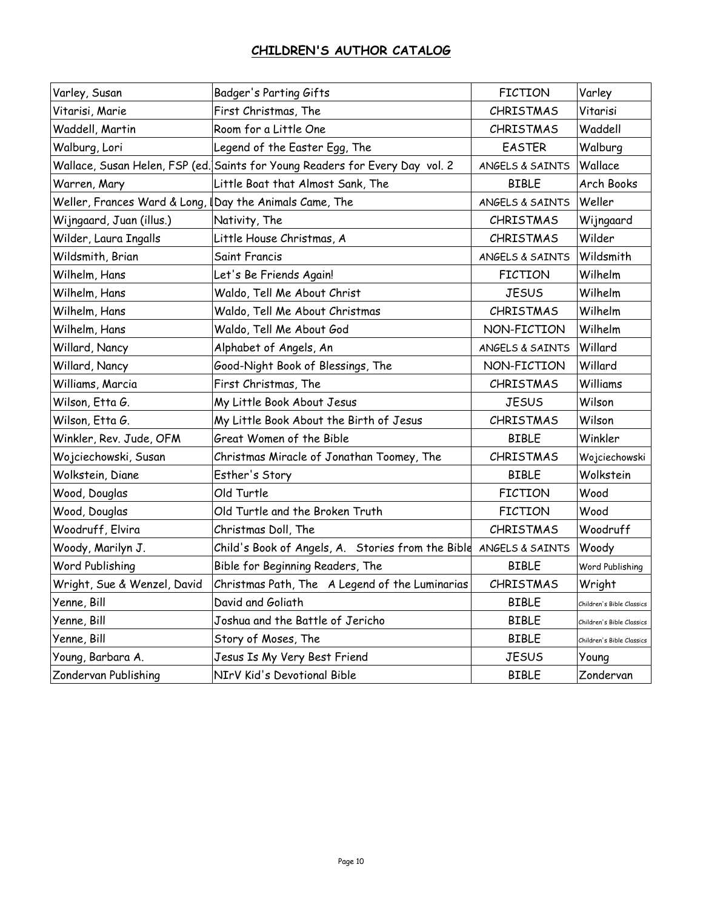## CHILDREN'S AUTHOR CATALOG

| | | | |
|---|---|---|---|
| Varley, Susan | Badger's Parting Gifts | FICTION | Varley |
| Vitarisi, Marie | First Christmas, The | CHRISTMAS | Vitarisi |
| Waddell, Martin | Room for a Little One | CHRISTMAS | Waddell |
| Walburg, Lori | Legend of the Easter Egg, The | EASTER | Walburg |
| Wallace, Susan Helen, FSP (ed. | Saints for Young Readers for Every Day vol. 2 | ANGELS & SAINTS | Wallace |
| Warren, Mary | Little Boat that Almost Sank, The | BIBLE | Arch Books |
| Weller, Frances Ward & Long, l | Day the Animals Came, The | ANGELS & SAINTS | Weller |
| Wijngaard, Juan (illus.) | Nativity, The | CHRISTMAS | Wijngaard |
| Wilder, Laura Ingalls | Little House Christmas, A | CHRISTMAS | Wilder |
| Wildsmith, Brian | Saint Francis | ANGELS & SAINTS | Wildsmith |
| Wilhelm, Hans | Let's Be Friends Again! | FICTION | Wilhelm |
| Wilhelm, Hans | Waldo, Tell Me About Christ | JESUS | Wilhelm |
| Wilhelm, Hans | Waldo, Tell Me About Christmas | CHRISTMAS | Wilhelm |
| Wilhelm, Hans | Waldo, Tell Me About God | NON-FICTION | Wilhelm |
| Willard, Nancy | Alphabet of Angels, An | ANGELS & SAINTS | Willard |
| Willard, Nancy | Good-Night Book of Blessings, The | NON-FICTION | Willard |
| Williams, Marcia | First Christmas, The | CHRISTMAS | Williams |
| Wilson, Etta G. | My Little Book About Jesus | JESUS | Wilson |
| Wilson, Etta G. | My Little Book About the Birth of Jesus | CHRISTMAS | Wilson |
| Winkler, Rev. Jude, OFM | Great Women of the Bible | BIBLE | Winkler |
| Wojciechowski, Susan | Christmas Miracle of Jonathan Toomey, The | CHRISTMAS | Wojciechowski |
| Wolkstein, Diane | Esther's Story | BIBLE | Wolkstein |
| Wood, Douglas | Old Turtle | FICTION | Wood |
| Wood, Douglas | Old Turtle and the Broken Truth | FICTION | Wood |
| Woodruff, Elvira | Christmas Doll, The | CHRISTMAS | Woodruff |
| Woody, Marilyn J. | Child's Book of Angels, A. Stories from the Bible | ANGELS & SAINTS | Woody |
| Word Publishing | Bible for Beginning Readers, The | BIBLE | Word Publishing |
| Wright, Sue & Wenzel, David | Christmas Path, The A Legend of the Luminarias | CHRISTMAS | Wright |
| Yenne, Bill | David and Goliath | BIBLE | Children's Bible Classics |
| Yenne, Bill | Joshua and the Battle of Jericho | BIBLE | Children's Bible Classics |
| Yenne, Bill | Story of Moses, The | BIBLE | Children's Bible Classics |
| Young, Barbara A. | Jesus Is My Very Best Friend | JESUS | Young |
| Zondervan Publishing | NIrV Kid's Devotional Bible | BIBLE | Zondervan |